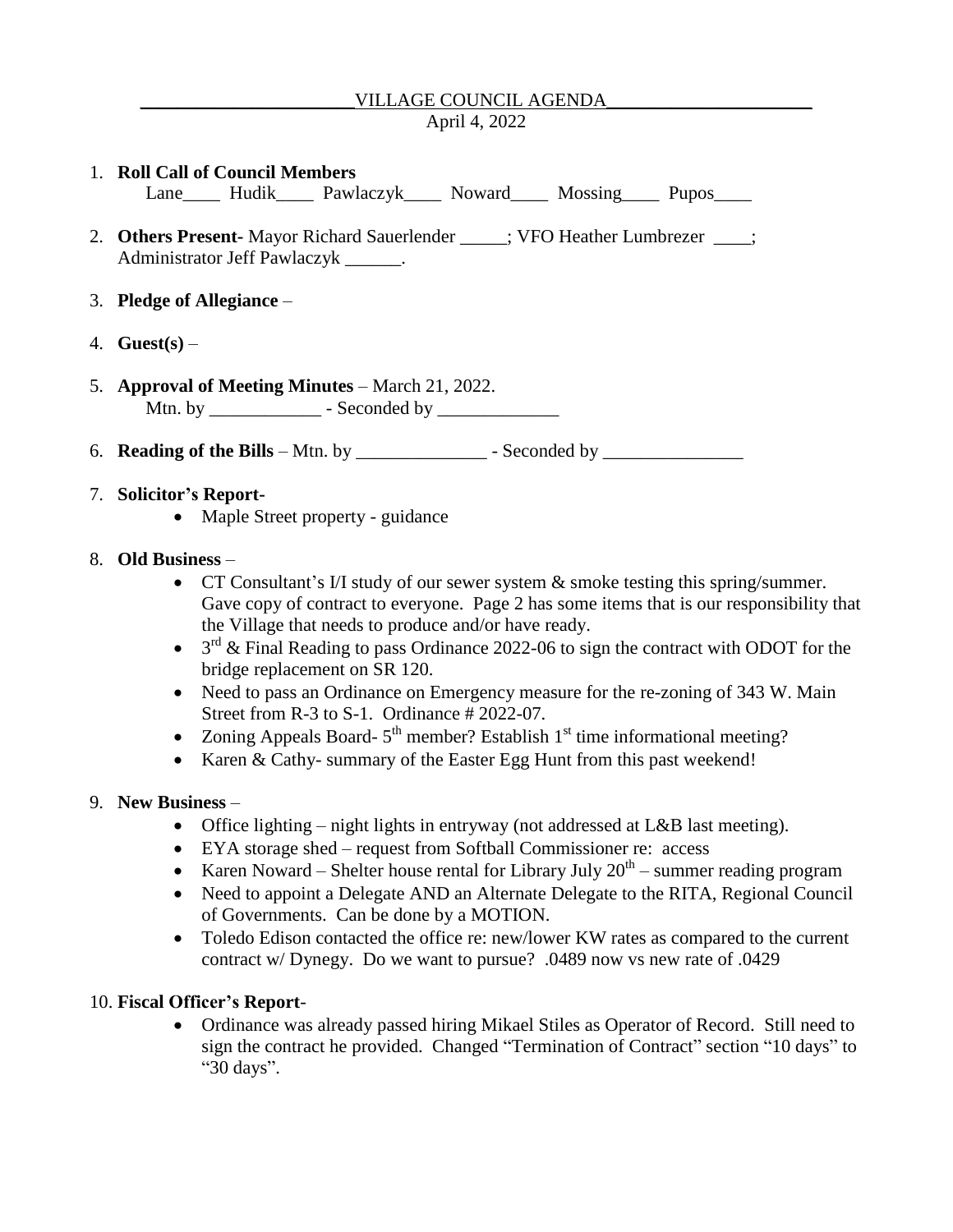# VILLAGE COUNCIL AGENDA

April 4, 2022

1. **Roll Call of Council Members**
   Lane____ Hudik____ Pawlaczyk____ Noward____ Mossing____ Pupos____

2. **Others Present-** Mayor Richard Sauerlender _____; VFO Heather Lumbrezer ____; Administrator Jeff Pawlaczyk ______.

3. **Pledge of Allegiance** –

4. **Guest(s)** –

5. **Approval of Meeting Minutes** – March 21, 2022.
   Mtn. by ____________ - Seconded by _____________

6. **Reading of the Bills** – Mtn. by ______________ - Seconded by _______________

7. **Solicitor's Report-**
   - Maple Street property - guidance

8. **Old Business** –
   - CT Consultant's I/I study of our sewer system & smoke testing this spring/summer. Gave copy of contract to everyone. Page 2 has some items that is our responsibility that the Village that needs to produce and/or have ready.
   - 3rd & Final Reading to pass Ordinance 2022-06 to sign the contract with ODOT for the bridge replacement on SR 120.
   - Need to pass an Ordinance on Emergency measure for the re-zoning of 343 W. Main Street from R-3 to S-1. Ordinance # 2022-07.
   - Zoning Appeals Board- 5th member? Establish 1st time informational meeting?
   - Karen & Cathy- summary of the Easter Egg Hunt from this past weekend!

9. **New Business** –
   - Office lighting – night lights in entryway (not addressed at L&B last meeting).
   - EYA storage shed – request from Softball Commissioner re: access
   - Karen Noward – Shelter house rental for Library July 20th – summer reading program
   - Need to appoint a Delegate AND an Alternate Delegate to the RITA, Regional Council of Governments. Can be done by a MOTION.
   - Toledo Edison contacted the office re: new/lower KW rates as compared to the current contract w/ Dynegy. Do we want to pursue? .0489 now vs new rate of .0429

10. **Fiscal Officer's Report-**
    - Ordinance was already passed hiring Mikael Stiles as Operator of Record. Still need to sign the contract he provided. Changed "Termination of Contract" section "10 days" to "30 days".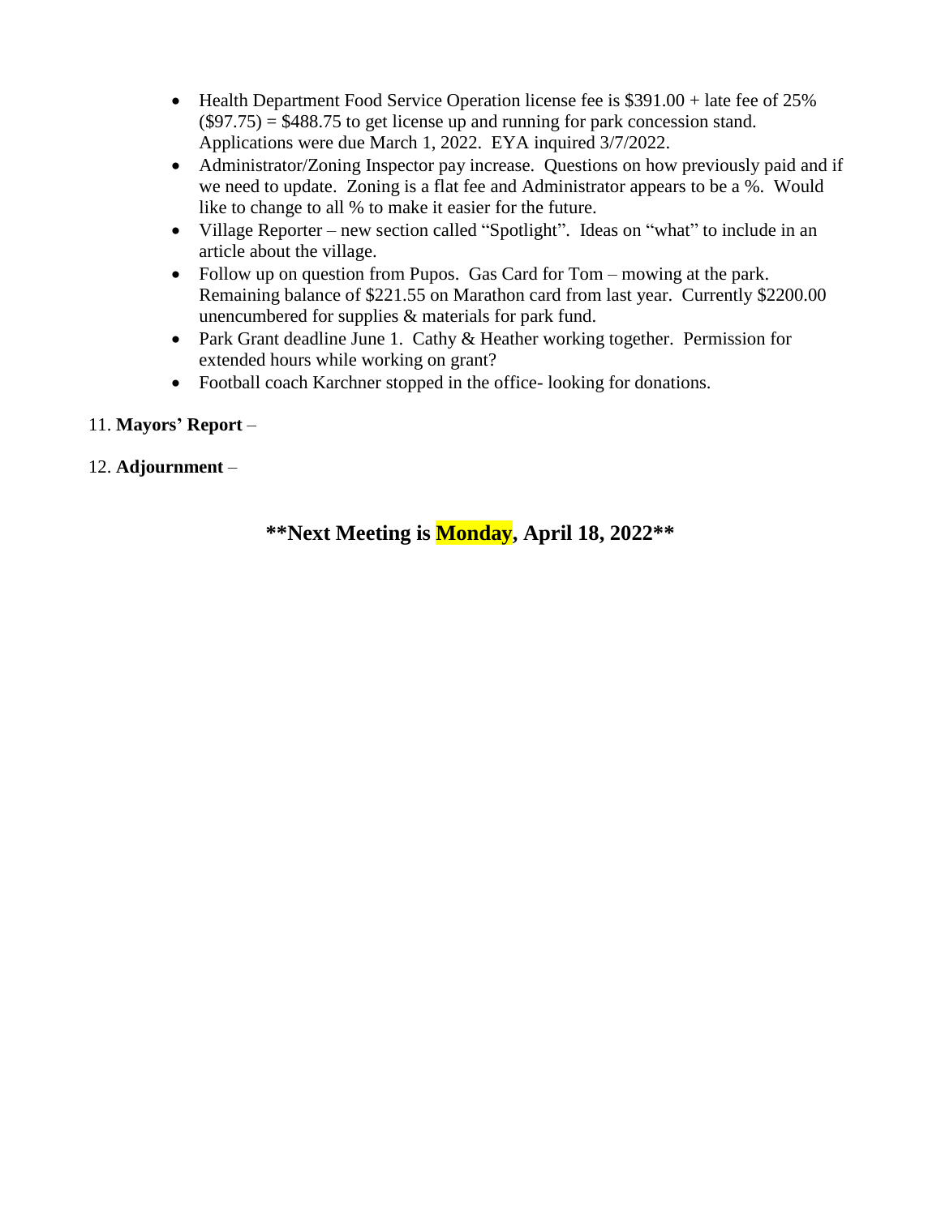- Health Department Food Service Operation license fee is $391.00 + late fee of 25% ($97.75) = $488.75 to get license up and running for park concession stand. Applications were due March 1, 2022. EYA inquired 3/7/2022.
- Administrator/Zoning Inspector pay increase. Questions on how previously paid and if we need to update. Zoning is a flat fee and Administrator appears to be a %. Would like to change to all % to make it easier for the future.
- Village Reporter – new section called "Spotlight". Ideas on "what" to include in an article about the village.
- Follow up on question from Pupos. Gas Card for Tom – mowing at the park. Remaining balance of $221.55 on Marathon card from last year. Currently $2200.00 unencumbered for supplies & materials for park fund.
- Park Grant deadline June 1. Cathy & Heather working together. Permission for extended hours while working on grant?
- Football coach Karchner stopped in the office- looking for donations.

11. **Mayors' Report** –

12. **Adjournment** –

**\*\*Next Meeting is Monday, April 18, 2022\*\***